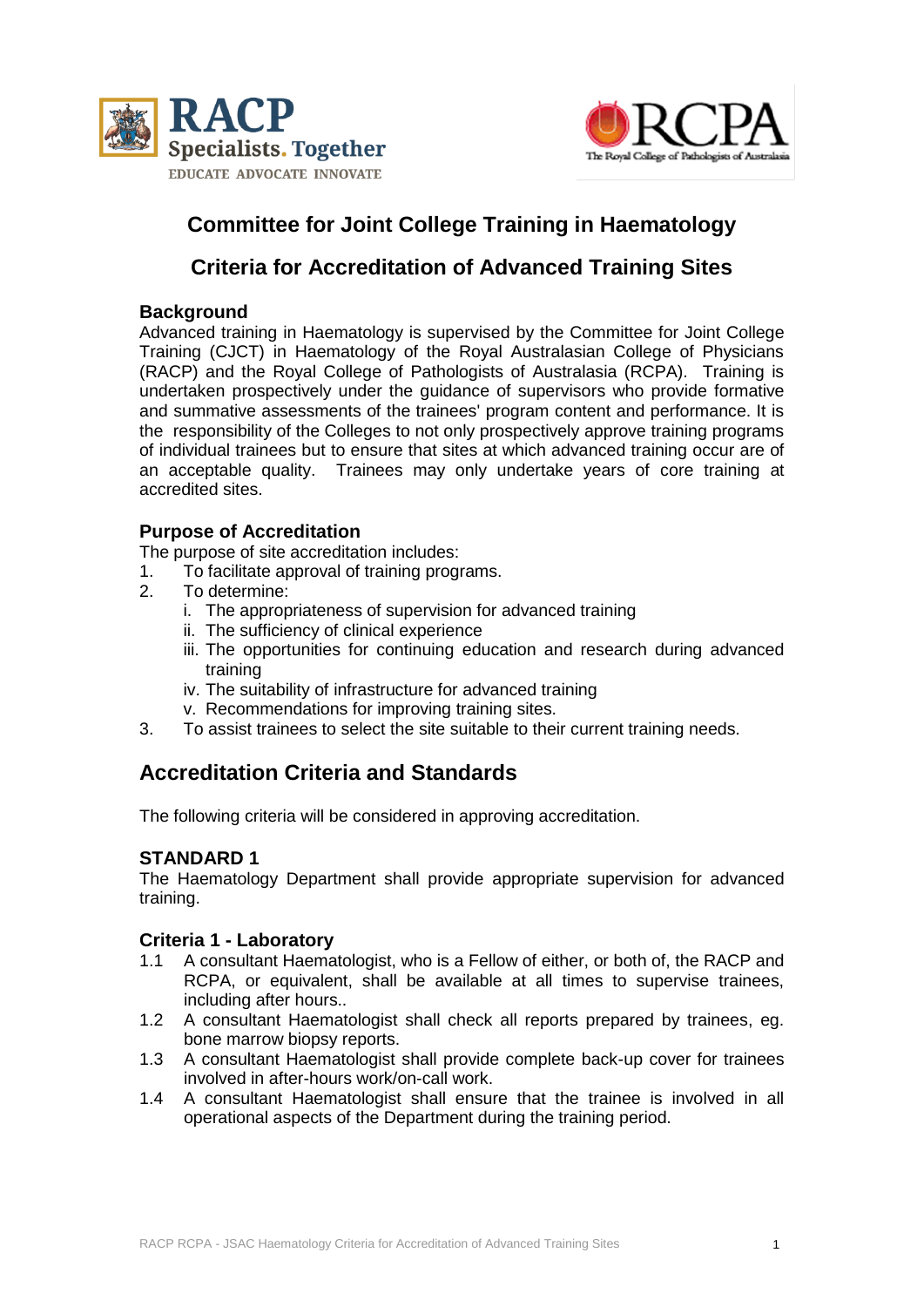# Committee for Joint College Training in Haematology

# Criteria for Accreditation of Advanced Training Sites

### Background

Advanced training in Haematology is supervised by the Committee for Joint College Training (CJCT) in Haematology of the Royal Australasian College of Physicians (RACP) and the Royal College of Pathologists of Australasia (RCPA). Training is undertaken prospectively under the guidance of supervisors who provide formative and summative assessments of the trainees' program content and performance. It is the responsibility of the Colleges to not only prospectively approve training programs of individual trainees but to ensure that sites at which advanced training occur are of an acceptable quality. Trainees may only undertake years of core training at accredited sites.

### Purpose of Accreditation

The purpose of site accreditation includes:

1. To facilitate approval of training programs.
2. To determine:
   i. The appropriateness of supervision for advanced training
   ii. The sufficiency of clinical experience
   iii. The opportunities for continuing education and research during advanced training
   iv. The suitability of infrastructure for advanced training
   v. Recommendations for improving training sites.
3. To assist trainees to select the site suitable to their current training needs.

## Accreditation Criteria and Standards

The following criteria will be considered in approving accreditation.

### STANDARD 1

The Haematology Department shall provide appropriate supervision for advanced training.

### Criteria 1 - Laboratory

1.1 A consultant Haematologist, who is a Fellow of either, or both of, the RACP and RCPA, or equivalent, shall be available at all times to supervise trainees, including after hours..

1.2 A consultant Haematologist shall check all reports prepared by trainees, eg. bone marrow biopsy reports.

1.3 A consultant Haematologist shall provide complete back-up cover for trainees involved in after-hours work/on-call work.

1.4 A consultant Haematologist shall ensure that the trainee is involved in all operational aspects of the Department during the training period.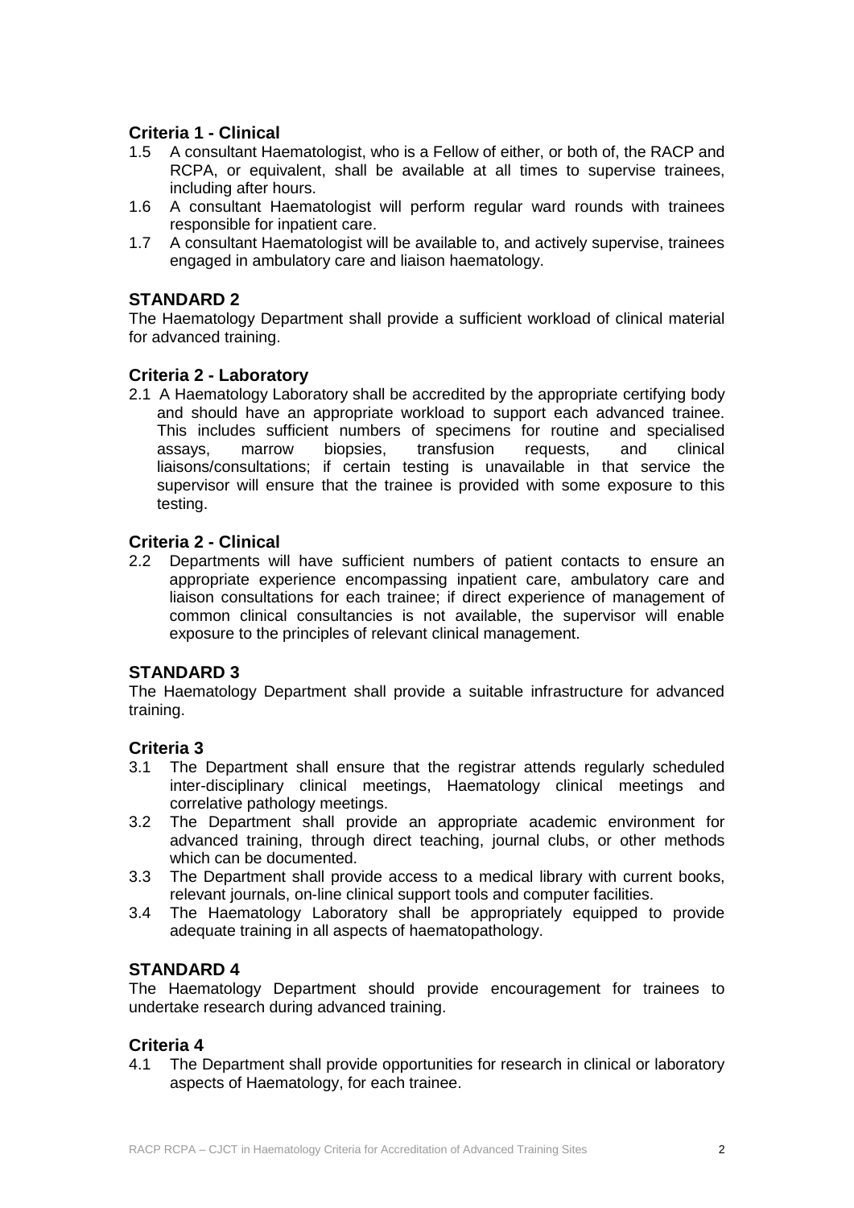### Criteria 1 - Clinical

1.5 A consultant Haematologist, who is a Fellow of either, or both of, the RACP and RCPA, or equivalent, shall be available at all times to supervise trainees, including after hours.

1.6 A consultant Haematologist will perform regular ward rounds with trainees responsible for inpatient care.

1.7 A consultant Haematologist will be available to, and actively supervise, trainees engaged in ambulatory care and liaison haematology.

## STANDARD 2

The Haematology Department shall provide a sufficient workload of clinical material for advanced training.

### Criteria 2 - Laboratory

2.1 A Haematology Laboratory shall be accredited by the appropriate certifying body and should have an appropriate workload to support each advanced trainee. This includes sufficient numbers of specimens for routine and specialised assays, marrow biopsies, transfusion requests, and clinical liaisons/consultations; if certain testing is unavailable in that service the supervisor will ensure that the trainee is provided with some exposure to this testing.

### Criteria 2 - Clinical

2.2 Departments will have sufficient numbers of patient contacts to ensure an appropriate experience encompassing inpatient care, ambulatory care and liaison consultations for each trainee; if direct experience of management of common clinical consultancies is not available, the supervisor will enable exposure to the principles of relevant clinical management.

## STANDARD 3

The Haematology Department shall provide a suitable infrastructure for advanced training.

### Criteria 3

3.1 The Department shall ensure that the registrar attends regularly scheduled inter-disciplinary clinical meetings, Haematology clinical meetings and correlative pathology meetings.

3.2 The Department shall provide an appropriate academic environment for advanced training, through direct teaching, journal clubs, or other methods which can be documented.

3.3 The Department shall provide access to a medical library with current books, relevant journals, on-line clinical support tools and computer facilities.

3.4 The Haematology Laboratory shall be appropriately equipped to provide adequate training in all aspects of haematopathology.

## STANDARD 4

The Haematology Department should provide encouragement for trainees to undertake research during advanced training.

### Criteria 4

4.1 The Department shall provide opportunities for research in clinical or laboratory aspects of Haematology, for each trainee.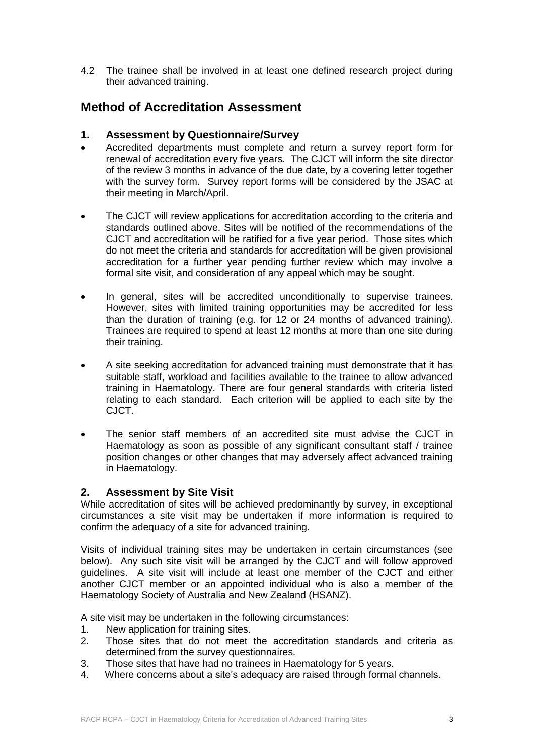4.2 The trainee shall be involved in at least one defined research project during their advanced training.

## Method of Accreditation Assessment

### 1. Assessment by Questionnaire/Survey

- Accredited departments must complete and return a survey report form for renewal of accreditation every five years. The CJCT will inform the site director of the review 3 months in advance of the due date, by a covering letter together with the survey form. Survey report forms will be considered by the JSAC at their meeting in March/April.

- The CJCT will review applications for accreditation according to the criteria and standards outlined above. Sites will be notified of the recommendations of the CJCT and accreditation will be ratified for a five year period. Those sites which do not meet the criteria and standards for accreditation will be given provisional accreditation for a further year pending further review which may involve a formal site visit, and consideration of any appeal which may be sought.

- In general, sites will be accredited unconditionally to supervise trainees. However, sites with limited training opportunities may be accredited for less than the duration of training (e.g. for 12 or 24 months of advanced training). Trainees are required to spend at least 12 months at more than one site during their training.

- A site seeking accreditation for advanced training must demonstrate that it has suitable staff, workload and facilities available to the trainee to allow advanced training in Haematology. There are four general standards with criteria listed relating to each standard. Each criterion will be applied to each site by the CJCT.

- The senior staff members of an accredited site must advise the CJCT in Haematology as soon as possible of any significant consultant staff / trainee position changes or other changes that may adversely affect advanced training in Haematology.

### 2. Assessment by Site Visit

While accreditation of sites will be achieved predominantly by survey, in exceptional circumstances a site visit may be undertaken if more information is required to confirm the adequacy of a site for advanced training.

Visits of individual training sites may be undertaken in certain circumstances (see below). Any such site visit will be arranged by the CJCT and will follow approved guidelines. A site visit will include at least one member of the CJCT and either another CJCT member or an appointed individual who is also a member of the Haematology Society of Australia and New Zealand (HSANZ).

A site visit may be undertaken in the following circumstances:

1. New application for training sites.
2. Those sites that do not meet the accreditation standards and criteria as determined from the survey questionnaires.
3. Those sites that have had no trainees in Haematology for 5 years.
4. Where concerns about a site's adequacy are raised through formal channels.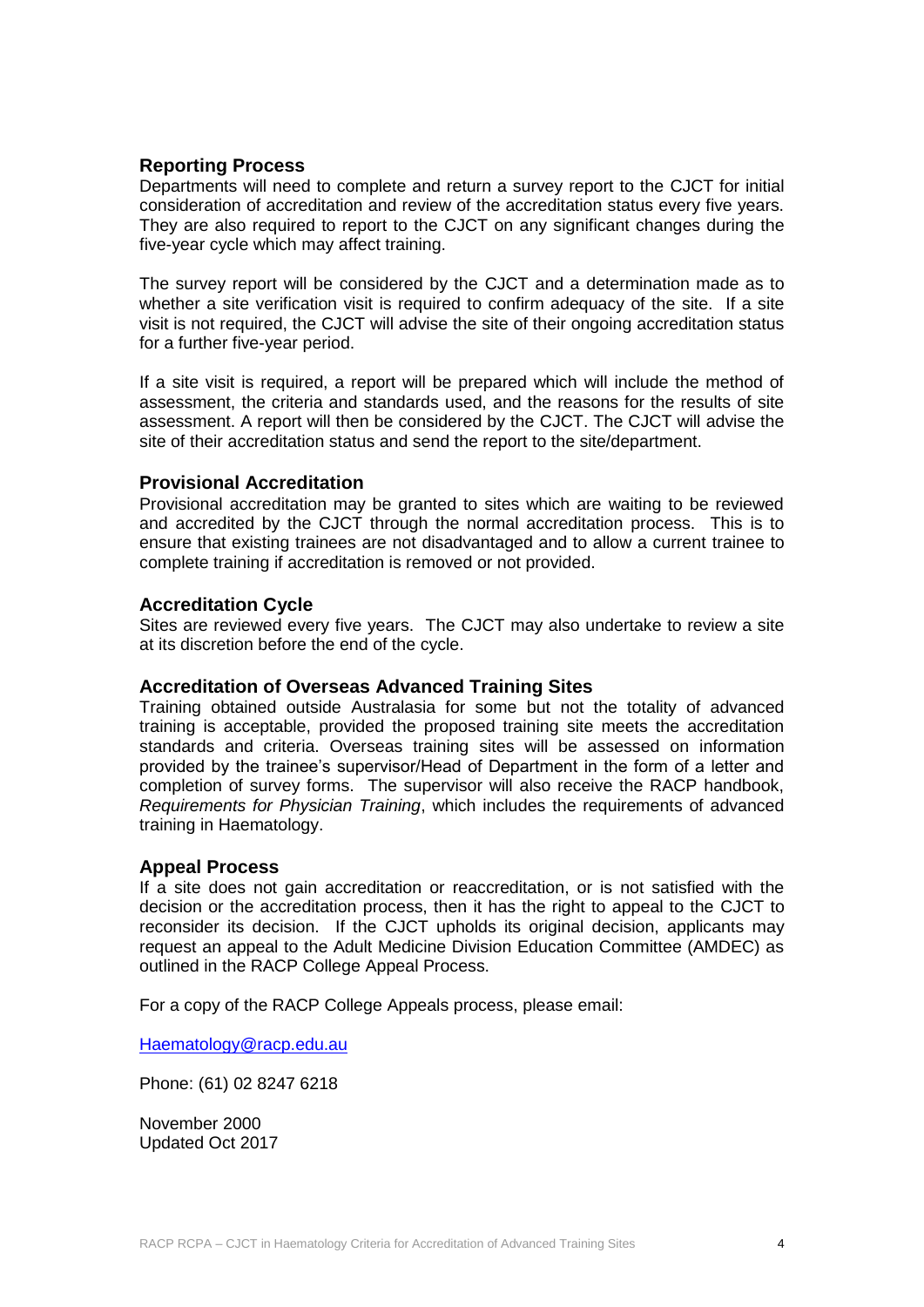## Reporting Process

Departments will need to complete and return a survey report to the CJCT for initial consideration of accreditation and review of the accreditation status every five years. They are also required to report to the CJCT on any significant changes during the five-year cycle which may affect training.

The survey report will be considered by the CJCT and a determination made as to whether a site verification visit is required to confirm adequacy of the site. If a site visit is not required, the CJCT will advise the site of their ongoing accreditation status for a further five-year period.

If a site visit is required, a report will be prepared which will include the method of assessment, the criteria and standards used, and the reasons for the results of site assessment. A report will then be considered by the CJCT. The CJCT will advise the site of their accreditation status and send the report to the site/department.

## Provisional Accreditation

Provisional accreditation may be granted to sites which are waiting to be reviewed and accredited by the CJCT through the normal accreditation process. This is to ensure that existing trainees are not disadvantaged and to allow a current trainee to complete training if accreditation is removed or not provided.

## Accreditation Cycle

Sites are reviewed every five years. The CJCT may also undertake to review a site at its discretion before the end of the cycle.

## Accreditation of Overseas Advanced Training Sites

Training obtained outside Australasia for some but not the totality of advanced training is acceptable, provided the proposed training site meets the accreditation standards and criteria. Overseas training sites will be assessed on information provided by the trainee's supervisor/Head of Department in the form of a letter and completion of survey forms. The supervisor will also receive the RACP handbook, *Requirements for Physician Training*, which includes the requirements of advanced training in Haematology.

## Appeal Process

If a site does not gain accreditation or reaccreditation, or is not satisfied with the decision or the accreditation process, then it has the right to appeal to the CJCT to reconsider its decision. If the CJCT upholds its original decision, applicants may request an appeal to the Adult Medicine Division Education Committee (AMDEC) as outlined in the RACP College Appeal Process.

For a copy of the RACP College Appeals process, please email:

Haematology@racp.edu.au

Phone: (61) 02 8247 6218

November 2000
Updated Oct 2017